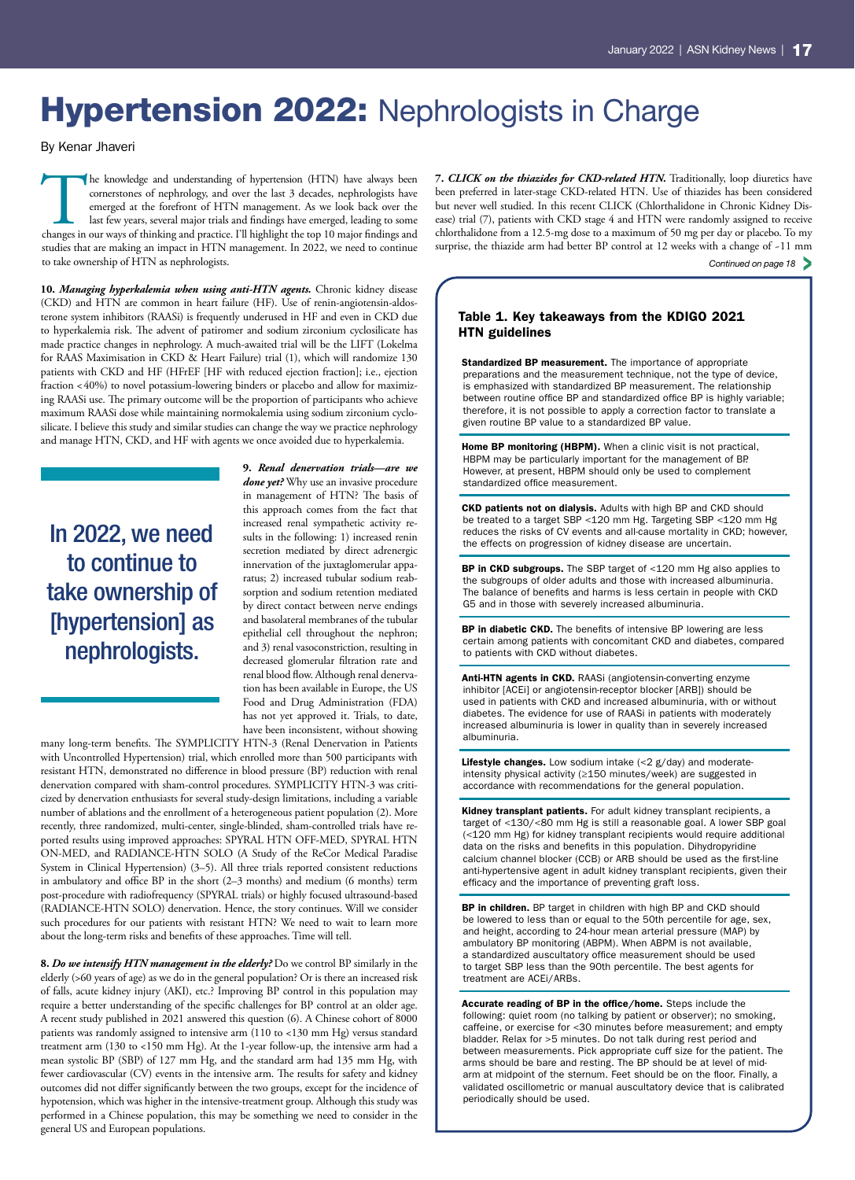# Hypertension 2022: Nephrologists in Charge

By Kenar Jhaveri

The knowledge and understanding of hypertension (HTN) have always been cornerstones of nephrology, and over the last 3 decades, nephrologists have emerged at the forefront of HTN management. As we look back over the last few years, several major trials and findings have emerged, leading to some changes in our ways of thinking and practice. I'll highlight the top 10 major findings and studies that are making an impact in HTN management. In 2022, we need to continue to take ownership of HTN as nephrologists.

**10.** ***Managing hyperkalemia when using anti-HTN agents.*** Chronic kidney disease (CKD) and HTN are common in heart failure (HF). Use of renin-angiotensin-aldosterone system inhibitors (RAASi) is frequently underused in HF and even in CKD due to hyperkalemia risk. The advent of patiromer and sodium zirconium cyclosilicate has made practice changes in nephrology. A much-awaited trial will be the LIFT (Lokelma for RAAS Maximisation in CKD & Heart Failure) trial (1), which will randomize 130 patients with CKD and HF (HFrEF [HF with reduced ejection fraction]; i.e., ejection fraction <40%) to novel potassium-lowering binders or placebo and allow for maximizing RAASi use. The primary outcome will be the proportion of participants who achieve maximum RAASi dose while maintaining normokalemia using sodium zirconium cyclosilicate. I believe this study and similar studies can change the way we practice nephrology and manage HTN, CKD, and HF with agents we once avoided due to hyperkalemia.

> In 2022, we need to continue to take ownership of [hypertension] as nephrologists.

**9.** ***Renal denervation trials—are we done yet?*** Why use an invasive procedure in management of HTN? The basis of this approach comes from the fact that increased renal sympathetic activity results in the following: 1) increased renin secretion mediated by direct adrenergic innervation of the juxtaglomerular apparatus; 2) increased tubular sodium reabsorption and sodium retention mediated by direct contact between nerve endings and basolateral membranes of the tubular epithelial cell throughout the nephron; and 3) renal vasoconstriction, resulting in decreased glomerular filtration rate and renal blood flow. Although renal denervation has been available in Europe, the US Food and Drug Administration (FDA) has not yet approved it. Trials, to date, have been inconsistent, without showing many long-term benefits. The SYMPLICITY HTN-3 (Renal Denervation in Patients with Uncontrolled Hypertension) trial, which enrolled more than 500 participants with resistant HTN, demonstrated no difference in blood pressure (BP) reduction with renal denervation compared with sham-control procedures. SYMPLICITY HTN-3 was criticized by denervation enthusiasts for several study-design limitations, including a variable number of ablations and the enrollment of a heterogeneous patient population (2). More recently, three randomized, multi-center, single-blinded, sham-controlled trials have reported results using improved approaches: SPYRAL HTN OFF-MED, SPYRAL HTN ON-MED, and RADIANCE-HTN SOLO (A Study of the ReCor Medical Paradise System in Clinical Hypertension) (3–5). All three trials reported consistent reductions in ambulatory and office BP in the short (2–3 months) and medium (6 months) term post-procedure with radiofrequency (SPYRAL trials) or highly focused ultrasound-based (RADIANCE-HTN SOLO) denervation. Hence, the story continues. Will we consider such procedures for our patients with resistant HTN? We need to wait to learn more about the long-term risks and benefits of these approaches. Time will tell.

**8.** ***Do we intensify HTN management in the elderly?*** Do we control BP similarly in the elderly (>60 years of age) as we do in the general population? Or is there an increased risk of falls, acute kidney injury (AKI), etc.? Improving BP control in this population may require a better understanding of the specific challenges for BP control at an older age. A recent study published in 2021 answered this question (6). A Chinese cohort of 8000 patients was randomly assigned to intensive arm (110 to <130 mm Hg) versus standard treatment arm (130 to <150 mm Hg). At the 1-year follow-up, the intensive arm had a mean systolic BP (SBP) of 127 mm Hg, and the standard arm had 135 mm Hg, with fewer cardiovascular (CV) events in the intensive arm. The results for safety and kidney outcomes did not differ significantly between the two groups, except for the incidence of hypotension, which was higher in the intensive-treatment group. Although this study was performed in a Chinese population, this may be something we need to consider in the general US and European populations.

**7.** ***CLICK on the thiazides for CKD-related HTN.*** Traditionally, loop diuretics have been preferred in later-stage CKD-related HTN. Use of thiazides has been considered but never well studied. In this recent CLICK (Chlorthalidone in Chronic Kidney Disease) trial (7), patients with CKD stage 4 and HTN were randomly assigned to receive chlorthalidone from a 12.5-mg dose to a maximum of 50 mg per day or placebo. To my surprise, the thiazide arm had better BP control at 12 weeks with a change of -11 mm

*Continued on page 18*

### Table 1. Key takeaways from the KDIGO 2021 HTN guidelines

**Standardized BP measurement.** The importance of appropriate preparations and the measurement technique, not the type of device, is emphasized with standardized BP measurement. The relationship between routine office BP and standardized office BP is highly variable; therefore, it is not possible to apply a correction factor to translate a given routine BP value to a standardized BP value.

**Home BP monitoring (HBPM).** When a clinic visit is not practical, HBPM may be particularly important for the management of BP. However, at present, HBPM should only be used to complement standardized office measurement.

**CKD patients not on dialysis.** Adults with high BP and CKD should be treated to a target SBP <120 mm Hg. Targeting SBP <120 mm Hg reduces the risks of CV events and all-cause mortality in CKD; however, the effects on progression of kidney disease are uncertain.

**BP in CKD subgroups.** The SBP target of <120 mm Hg also applies to the subgroups of older adults and those with increased albuminuria. The balance of benefits and harms is less certain in people with CKD G5 and in those with severely increased albuminuria.

**BP in diabetic CKD.** The benefits of intensive BP lowering are less certain among patients with concomitant CKD and diabetes, compared to patients with CKD without diabetes.

**Anti-HTN agents in CKD.** RAASi (angiotensin-converting enzyme inhibitor [ACEi] or angiotensin-receptor blocker [ARB]) should be used in patients with CKD and increased albuminuria, with or without diabetes. The evidence for use of RAASi in patients with moderately increased albuminuria is lower in quality than in severely increased albuminuria.

**Lifestyle changes.** Low sodium intake (<2 g/day) and moderate-intensity physical activity (≥150 minutes/week) are suggested in accordance with recommendations for the general population.

**Kidney transplant patients.** For adult kidney transplant recipients, a target of <130/<80 mm Hg is still a reasonable goal. A lower SBP goal (<120 mm Hg) for kidney transplant recipients would require additional data on the risks and benefits in this population. Dihydropyridine calcium channel blocker (CCB) or ARB should be used as the first-line anti-hypertensive agent in adult kidney transplant recipients, given their efficacy and the importance of preventing graft loss.

**BP in children.** BP target in children with high BP and CKD should be lowered to less than or equal to the 50th percentile for age, sex, and height, according to 24-hour mean arterial pressure (MAP) by ambulatory BP monitoring (ABPM). When ABPM is not available, a standardized auscultatory office measurement should be used to target SBP less than the 90th percentile. The best agents for treatment are ACEi/ARBs.

**Accurate reading of BP in the office/home.** Steps include the following: quiet room (no talking by patient or observer); no smoking, caffeine, or exercise for <30 minutes before measurement; and empty bladder. Relax for >5 minutes. Do not talk during rest period and between measurements. Pick appropriate cuff size for the patient. The arms should be bare and resting. The BP should be at level of mid-arm at midpoint of the sternum. Feet should be on the floor. Finally, a validated oscillometric or manual auscultatory device that is calibrated periodically should be used.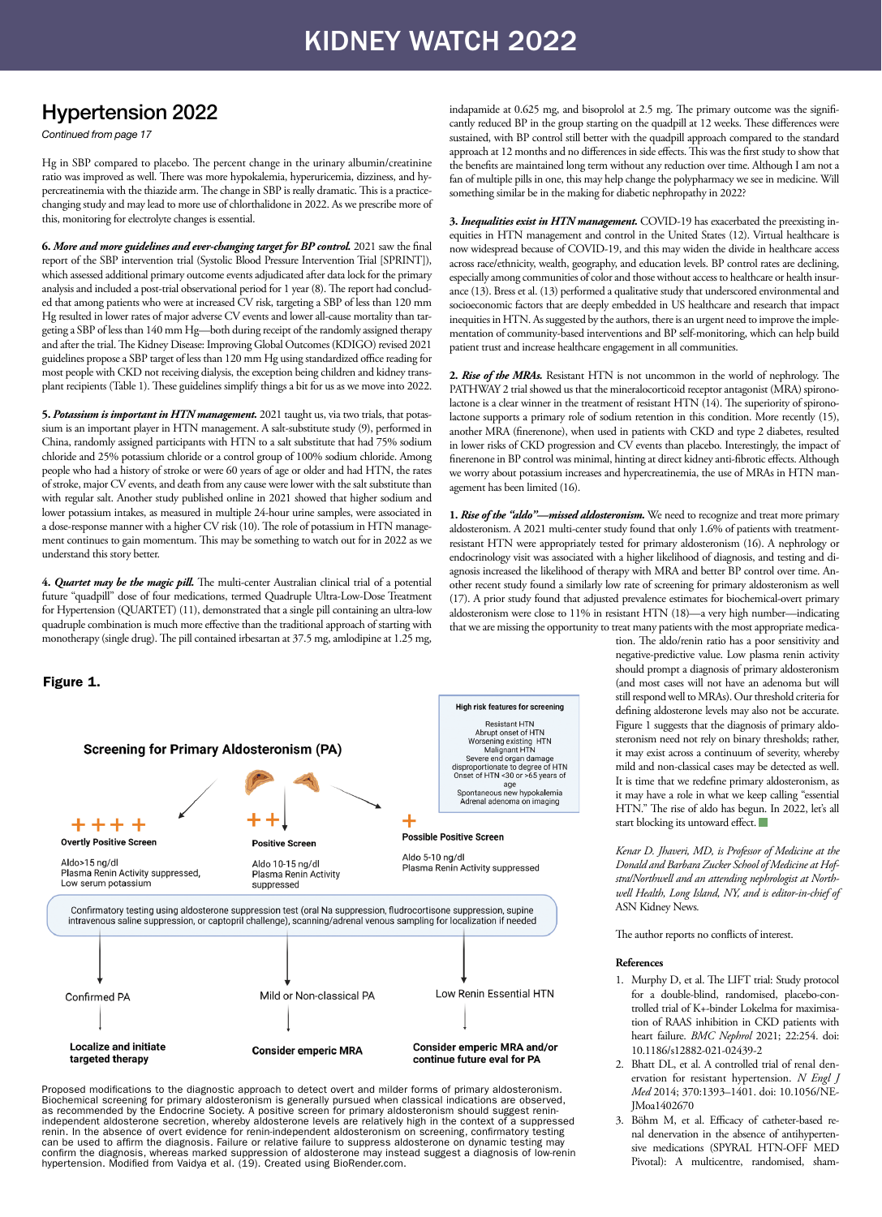# KIDNEY WATCH 2022

## Hypertension 2022

*Continued from page 17*

Hg in SBP compared to placebo. The percent change in the urinary albumin/creatinine ratio was improved as well. There was more hypokalemia, hyperuricemia, dizziness, and hypercreatinemia with the thiazide arm. The change in SBP is really dramatic. This is a practice-changing study and may lead to more use of chlorthalidone in 2022. As we prescribe more of this, monitoring for electrolyte changes is essential.

**6. *More and more guidelines and ever-changing target for BP control.*** 2021 saw the final report of the SBP intervention trial (Systolic Blood Pressure Intervention Trial [SPRINT]), which assessed additional primary outcome events adjudicated after data lock for the primary analysis and included a post-trial observational period for 1 year (8). The report had concluded that among patients who were at increased CV risk, targeting a SBP of less than 120 mm Hg resulted in lower rates of major adverse CV events and lower all-cause mortality than targeting a SBP of less than 140 mm Hg—both during receipt of the randomly assigned therapy and after the trial. The Kidney Disease: Improving Global Outcomes (KDIGO) revised 2021 guidelines propose a SBP target of less than 120 mm Hg using standardized office reading for most people with CKD not receiving dialysis, the exception being children and kidney transplant recipients (Table 1). These guidelines simplify things a bit for us as we move into 2022.

**5. *Potassium is important in HTN management.*** 2021 taught us, via two trials, that potassium is an important player in HTN management. A salt-substitute study (9), performed in China, randomly assigned participants with HTN to a salt substitute that had 75% sodium chloride or 25% potassium chloride or a control group of 100% sodium chloride. Among people who had a history of stroke or were 60 years of age or older and had HTN, the rates of stroke, major CV events, and death from any cause were lower with the salt substitute than with regular salt. Another study published online in 2021 showed that higher sodium and lower potassium intakes, as measured in multiple 24-hour urine samples, were associated in a dose-response manner with a higher CV risk (10). The role of potassium in HTN management continues to gain momentum. This may be something to watch out for in 2022 as we understand this story better.

**4. *Quartet may be the magic pill.*** The multi-center Australian clinical trial of a potential future "quadpill" dose of four medications, termed Quadruple Ultra-Low-Dose Treatment for Hypertension (QUARTET) (11), demonstrated that a single pill containing an ultra-low quadruple combination is much more effective than the traditional approach of starting with monotherapy (single drug). The pill contained irbesartan at 37.5 mg, amlodipine at 1.25 mg, indapamide at 0.625 mg, and bisoprolol at 2.5 mg. The primary outcome was the significantly reduced BP in the group starting on the quadpill at 12 weeks. These differences were sustained, with BP control still better with the quadpill approach compared to the standard approach at 12 months and no differences in side effects. This was the first study to show that the benefits are maintained long term without any reduction over time. Although I am not a fan of multiple pills in one, this may help change the polypharmacy we see in medicine. Will something similar be in the making for diabetic nephropathy in 2022?

**3. *Inequalities exist in HTN management.*** COVID-19 has exacerbated the preexisting inequities in HTN management and control in the United States (12). Virtual healthcare is now widespread because of COVID-19, and this may widen the divide in healthcare access across race/ethnicity, wealth, geography, and education levels. BP control rates are declining, especially among communities of color and those without access to healthcare or health insurance (13). Bress et al. (13) performed a qualitative study that underscored environmental and socioeconomic factors that are deeply embedded in US healthcare and research that impact inequities in HTN. As suggested by the authors, there is an urgent need to improve the implementation of community-based interventions and BP self-monitoring, which can help build patient trust and increase healthcare engagement in all communities.

**2. *Rise of the MRAs.*** Resistant HTN is not uncommon in the world of nephrology. The PATHWAY 2 trial showed us that the mineralocorticoid receptor antagonist (MRA) spironolactone is a clear winner in the treatment of resistant HTN (14). The superiority of spironolactone supports a primary role of sodium retention in this condition. More recently (15), another MRA (finerenone), when used in patients with CKD and type 2 diabetes, resulted in lower risks of CKD progression and CV events than placebo. Interestingly, the impact of finerenone in BP control was minimal, hinting at direct kidney anti-fibrotic effects. Although we worry about potassium increases and hypercreatinemia, the use of MRAs in HTN management has been limited (16).

**1. *Rise of the "aldo"—missed aldosteronism.*** We need to recognize and treat more primary aldosteronism. A 2021 multi-center study found that only 1.6% of patients with treatment-resistant HTN were appropriately tested for primary aldosteronism (16). A nephrology or endocrinology visit was associated with a higher likelihood of diagnosis, and testing and diagnosis increased the likelihood of therapy with MRA and better BP control over time. Another recent study found a similarly low rate of screening for primary aldosteronism as well (17). A prior study found that adjusted prevalence estimates for biochemical-overt primary aldosteronism were close to 11% in resistant HTN (18)—a very high number—indicating that we are missing the opportunity to treat many patients with the most appropriate medication. The aldo/renin ratio has a poor sensitivity and negative-predictive value. Low plasma renin activity should prompt a diagnosis of primary aldosteronism (and most cases will not have an adenoma but will still respond well to MRAs). Our threshold criteria for defining aldosterone levels may also not be accurate. Figure 1 suggests that the diagnosis of primary aldosteronism need not rely on binary thresholds; rather, it may exist across a continuum of severity, whereby mild and non-classical cases may be detected as well. It is time that we redefine primary aldosteronism, as it may have a role in what we keep calling "essential HTN." The rise of aldo has begun. In 2022, let's all start blocking its untoward effect.

**Figure 1.**

**Screening for Primary Aldosteronism (PA)**

High risk features for screening: Resistant HTN; Abrupt onset of HTN; Worsening existing HTN; Malignant HTN; Severe end organ damage disproportionate to degree of HTN; Onset of HTN <30 or >65 years of age; Spontaneous new hypokalemia; Adrenal adenoma on imaging

| ++++ Overtly Positive Screen | ++ Positive Screen | + Possible Positive Screen |
|---|---|---|
| Aldo>15 ng/dl; Plasma Renin Activity suppressed, Low serum potassium | Aldo 10-15 ng/dl; Plasma Renin Activity suppressed | Aldo 5-10 ng/dl; Plasma Renin Activity suppressed |

Confirmatory testing using aldosterone suppression test (oral Na suppression, fludrocortisone suppression, supine intravenous saline suppression, or captopril challenge), scanning/adrenal venous sampling for localization if needed

| Confirmed PA | Mild or Non-classical PA | Low Renin Essential HTN |
|---|---|---|
| **Localize and initiate targeted therapy** | **Consider emperic MRA** | **Consider emperic MRA and/or continue future eval for PA** |

Proposed modifications to the diagnostic approach to detect overt and milder forms of primary aldosteronism. Biochemical screening for primary aldosteronism is generally pursued when classical indications are observed, as recommended by the Endocrine Society. A positive screen for primary aldosteronism should suggest renin-independent aldosterone secretion, whereby aldosterone levels are relatively high in the context of a suppressed renin. In the absence of overt evidence for renin-independent aldosteronism on screening, confirmatory testing can be used to affirm the diagnosis. Failure or relative failure to suppress aldosterone on dynamic testing may confirm the diagnosis, whereas marked suppression of aldosterone may instead suggest a diagnosis of low-renin hypertension. Modified from Vaidya et al. (19). Created using BioRender.com.

*Kenar D. Jhaveri, MD, is Professor of Medicine at the Donald and Barbara Zucker School of Medicine at Hofstra/Northwell and an attending nephrologist at Northwell Health, Long Island, NY, and is editor-in-chief of* ASN Kidney News.

The author reports no conflicts of interest.

### References

1. Murphy D, et al. The LIFT trial: Study protocol for a double-blind, randomised, placebo-controlled trial of K+-binder Lokelma for maximisation of RAAS inhibition in CKD patients with heart failure. *BMC Nephrol* 2021; 22:254. doi: 10.1186/s12882-021-02439-2
2. Bhatt DL, et al. A controlled trial of renal denervation for resistant hypertension. *N Engl J Med* 2014; 370:1393–1401. doi: 10.1056/NEJMoa1402670
3. Böhm M, et al. Efficacy of catheter-based renal denervation in the absence of antihypertensive medications (SPYRAL HTN-OFF MED Pivotal): A multicentre, randomised, sham-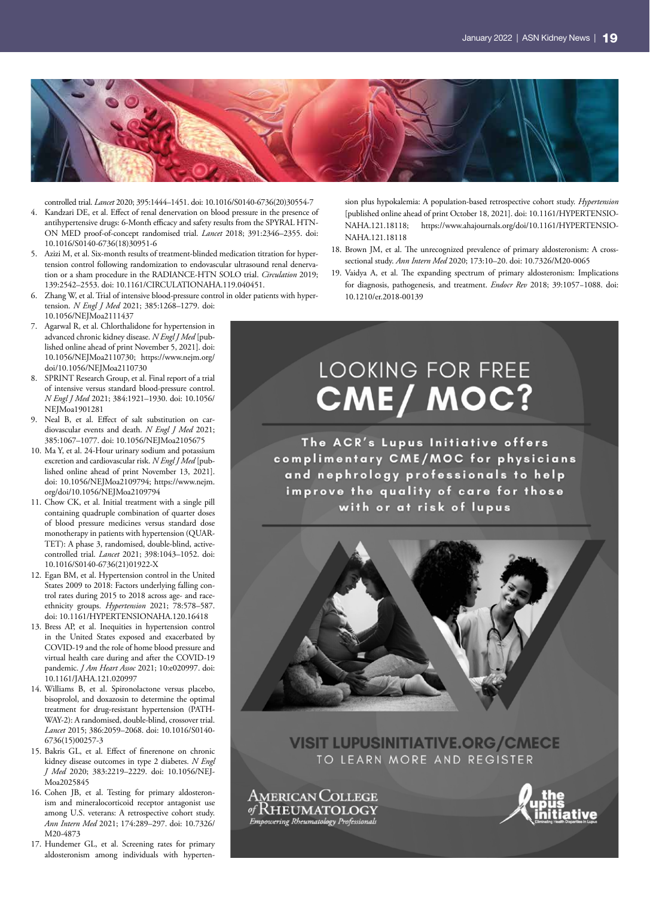controlled trial. *Lancet* 2020; 395:1444–1451. doi: 10.1016/S0140-6736(20)30554-7

4. Kandzari DE, et al. Effect of renal denervation on blood pressure in the presence of antihypertensive drugs: 6-Month efficacy and safety results from the SPYRAL HTN-ON MED proof-of-concept randomised trial. *Lancet* 2018; 391:2346–2355. doi: 10.1016/S0140-6736(18)30951-6
5. Azizi M, et al. Six-month results of treatment-blinded medication titration for hypertension control following randomization to endovascular ultrasound renal denervation or a sham procedure in the RADIANCE-HTN SOLO trial. *Circulation* 2019; 139:2542–2553. doi: 10.1161/CIRCULATIONAHA.119.040451.
6. Zhang W, et al. Trial of intensive blood-pressure control in older patients with hypertension. *N Engl J Med* 2021; 385:1268–1279. doi: 10.1056/NEJMoa2111437
7. Agarwal R, et al. Chlorthalidone for hypertension in advanced chronic kidney disease. *N Engl J Med* [published online ahead of print November 5, 2021]. doi: 10.1056/NEJMoa2110730; https://www.nejm.org/doi/10.1056/NEJMoa2110730
8. SPRINT Research Group, et al. Final report of a trial of intensive versus standard blood-pressure control. *N Engl J Med* 2021; 384:1921–1930. doi: 10.1056/NEJMoa1901281
9. Neal B, et al. Effect of salt substitution on cardiovascular events and death. *N Engl J Med* 2021; 385:1067–1077. doi: 10.1056/NEJMoa2105675
10. Ma Y, et al. 24-Hour urinary sodium and potassium excretion and cardiovascular risk. *N Engl J Med* [published online ahead of print November 13, 2021]. doi: 10.1056/NEJMoa2109794; https://www.nejm.org/doi/10.1056/NEJMoa2109794
11. Chow CK, et al. Initial treatment with a single pill containing quadruple combination of quarter doses of blood pressure medicines versus standard dose monotherapy in patients with hypertension (QUARTET): A phase 3, randomised, double-blind, active-controlled trial. *Lancet* 2021; 398:1043–1052. doi: 10.1016/S0140-6736(21)01922-X
12. Egan BM, et al. Hypertension control in the United States 2009 to 2018: Factors underlying falling control rates during 2015 to 2018 across age- and race-ethnicity groups. *Hypertension* 2021; 78:578–587. doi: 10.1161/HYPERTENSIONAHA.120.16418
13. Bress AP, et al. Inequities in hypertension control in the United States exposed and exacerbated by COVID-19 and the role of home blood pressure and virtual health care during and after the COVID-19 pandemic. *J Am Heart Assoc* 2021; 10:e020997. doi: 10.1161/JAHA.121.020997
14. Williams B, et al. Spironolactone versus placebo, bisoprolol, and doxazosin to determine the optimal treatment for drug-resistant hypertension (PATHWAY-2): A randomised, double-blind, crossover trial. *Lancet* 2015; 386:2059–2068. doi: 10.1016/S0140-6736(15)00257-3
15. Bakris GL, et al. Effect of finerenone on chronic kidney disease outcomes in type 2 diabetes. *N Engl J Med* 2020; 383:2219–2229. doi: 10.1056/NEJMoa2025845
16. Cohen JB, et al. Testing for primary aldosteronism and mineralocorticoid receptor antagonist use among U.S. veterans: A retrospective cohort study. *Ann Intern Med* 2021; 174:289–297. doi: 10.7326/M20-4873
17. Hundemer GL, et al. Screening rates for primary aldosteronism among individuals with hypertension plus hypokalemia: A population-based retrospective cohort study. *Hypertension* [published online ahead of print October 18, 2021]. doi: 10.1161/HYPERTENSIONAHA.121.18118; https://www.ahajournals.org/doi/10.1161/HYPERTENSIONAHA.121.18118
18. Brown JM, et al. The unrecognized prevalence of primary aldosteronism: A cross-sectional study. *Ann Intern Med* 2020; 173:10–20. doi: 10.7326/M20-0065
19. Vaidya A, et al. The expanding spectrum of primary aldosteronism: Implications for diagnosis, pathogenesis, and treatment. *Endocr Rev* 2018; 39:1057–1088. doi: 10.1210/er.2018-00139

LOOKING FOR FREE

**CME/ MOC?**

**The ACR's Lupus Initiative offers complimentary CME/MOC for physicians and nephrology professionals to help improve the quality of care for those with or at risk of lupus**

**VISIT LUPUSINITIATIVE.ORG/CMECE**

TO LEARN MORE AND REGISTER

American College of Rheumatology
*Empowering Rheumatology Professionals*

the lupus initiative
Eliminating Health Disparities in Lupus